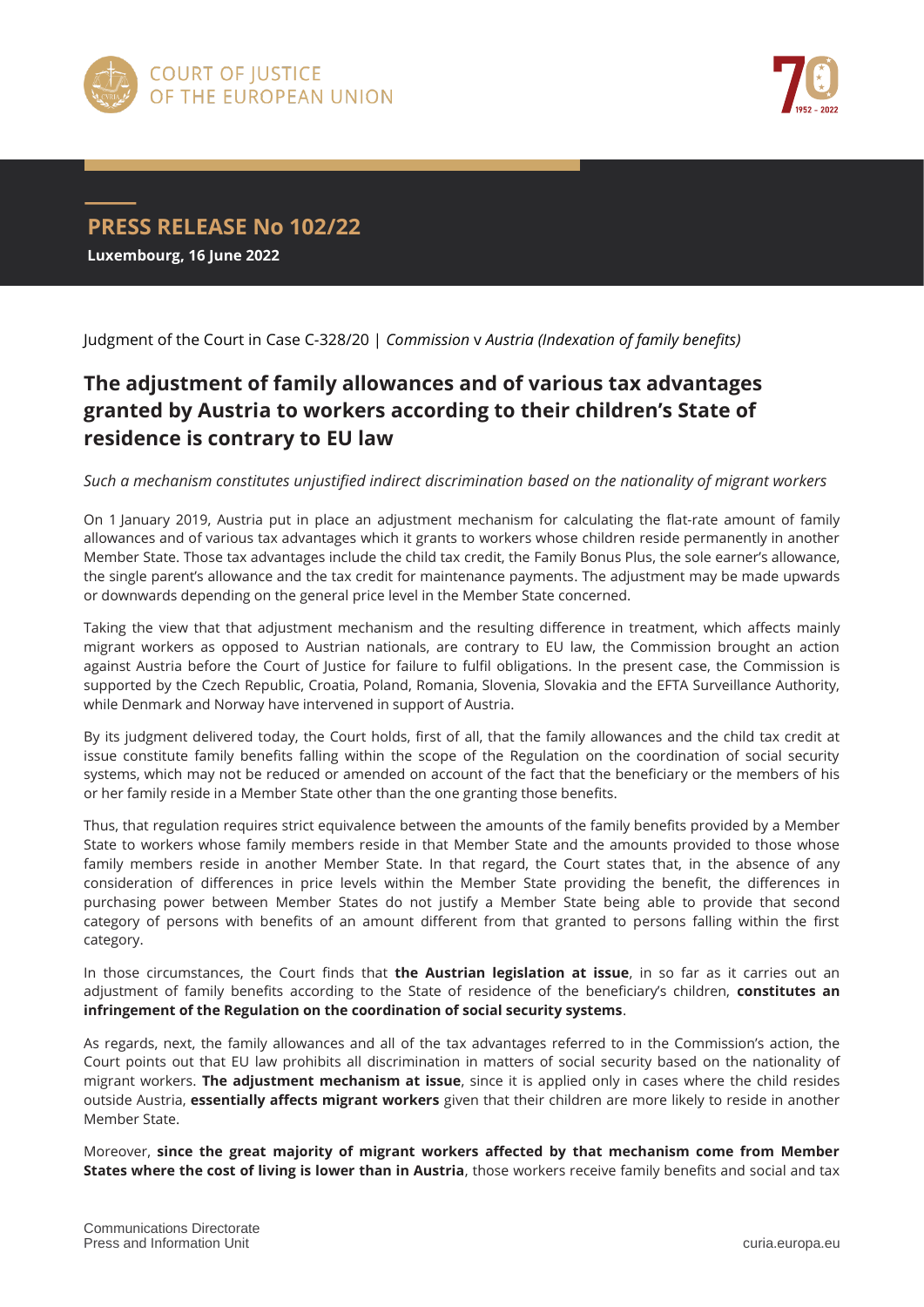COURT OF JUSTICE OF THE EUROPEAN UNION

## PRESS RELEASE No 102/22

**Luxembourg, 16 June 2022**

Judgment of the Court in Case C-328/20 | *Commission* v *Austria (Indexation of family benefits)*

# The adjustment of family allowances and of various tax advantages granted by Austria to workers according to their children's State of residence is contrary to EU law

*Such a mechanism constitutes unjustified indirect discrimination based on the nationality of migrant workers*

On 1 January 2019, Austria put in place an adjustment mechanism for calculating the flat-rate amount of family allowances and of various tax advantages which it grants to workers whose children reside permanently in another Member State. Those tax advantages include the child tax credit, the Family Bonus Plus, the sole earner's allowance, the single parent's allowance and the tax credit for maintenance payments. The adjustment may be made upwards or downwards depending on the general price level in the Member State concerned.

Taking the view that that adjustment mechanism and the resulting difference in treatment, which affects mainly migrant workers as opposed to Austrian nationals, are contrary to EU law, the Commission brought an action against Austria before the Court of Justice for failure to fulfil obligations. In the present case, the Commission is supported by the Czech Republic, Croatia, Poland, Romania, Slovenia, Slovakia and the EFTA Surveillance Authority, while Denmark and Norway have intervened in support of Austria.

By its judgment delivered today, the Court holds, first of all, that the family allowances and the child tax credit at issue constitute family benefits falling within the scope of the Regulation on the coordination of social security systems, which may not be reduced or amended on account of the fact that the beneficiary or the members of his or her family reside in a Member State other than the one granting those benefits.

Thus, that regulation requires strict equivalence between the amounts of the family benefits provided by a Member State to workers whose family members reside in that Member State and the amounts provided to those whose family members reside in another Member State. In that regard, the Court states that, in the absence of any consideration of differences in price levels within the Member State providing the benefit, the differences in purchasing power between Member States do not justify a Member State being able to provide that second category of persons with benefits of an amount different from that granted to persons falling within the first category.

In those circumstances, the Court finds that **the Austrian legislation at issue**, in so far as it carries out an adjustment of family benefits according to the State of residence of the beneficiary's children, **constitutes an infringement of the Regulation on the coordination of social security systems**.

As regards, next, the family allowances and all of the tax advantages referred to in the Commission's action, the Court points out that EU law prohibits all discrimination in matters of social security based on the nationality of migrant workers. **The adjustment mechanism at issue**, since it is applied only in cases where the child resides outside Austria, **essentially affects migrant workers** given that their children are more likely to reside in another Member State.

Moreover, **since the great majority of migrant workers affected by that mechanism come from Member States where the cost of living is lower than in Austria**, those workers receive family benefits and social and tax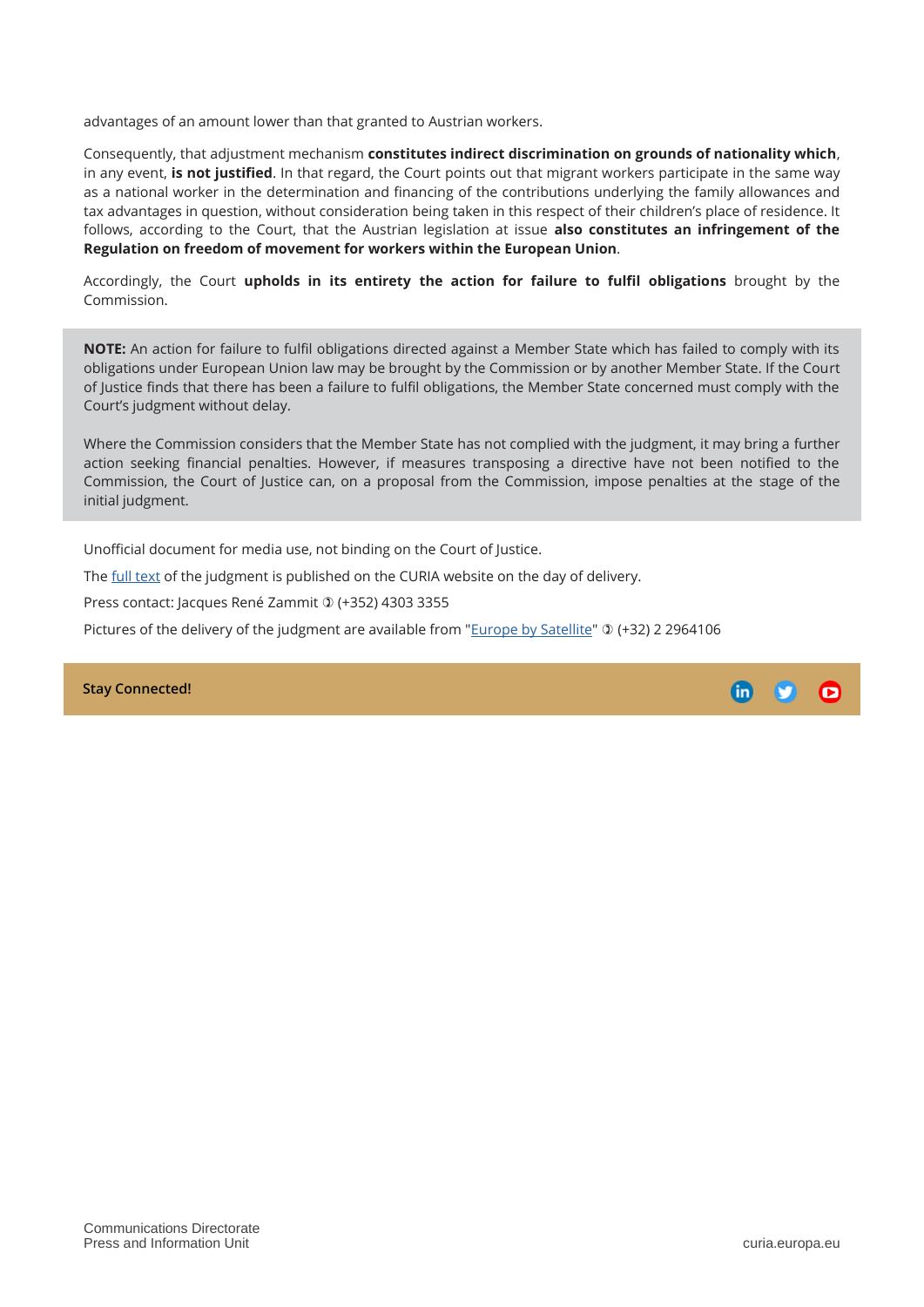advantages of an amount lower than that granted to Austrian workers.

Consequently, that adjustment mechanism **constitutes indirect discrimination on grounds of nationality which**, in any event, **is not justified**. In that regard, the Court points out that migrant workers participate in the same way as a national worker in the determination and financing of the contributions underlying the family allowances and tax advantages in question, without consideration being taken in this respect of their children's place of residence. It follows, according to the Court, that the Austrian legislation at issue **also constitutes an infringement of the Regulation on freedom of movement for workers within the European Union**.

Accordingly, the Court **upholds in its entirety the action for failure to fulfil obligations** brought by the Commission.

**NOTE:** An action for failure to fulfil obligations directed against a Member State which has failed to comply with its obligations under European Union law may be brought by the Commission or by another Member State. If the Court of Justice finds that there has been a failure to fulfil obligations, the Member State concerned must comply with the Court's judgment without delay.

Where the Commission considers that the Member State has not complied with the judgment, it may bring a further action seeking financial penalties. However, if measures transposing a directive have not been notified to the Commission, the Court of Justice can, on a proposal from the Commission, impose penalties at the stage of the initial judgment.

Unofficial document for media use, not binding on the Court of Justice.

The full text of the judgment is published on the CURIA website on the day of delivery.

Press contact: Jacques René Zammit ✆ (+352) 4303 3355

Pictures of the delivery of the judgment are available from "Europe by Satellite" ✆ (+32) 2 2964106

**Stay Connected!**

Communications Directorate
Press and Information Unit

curia.europa.eu